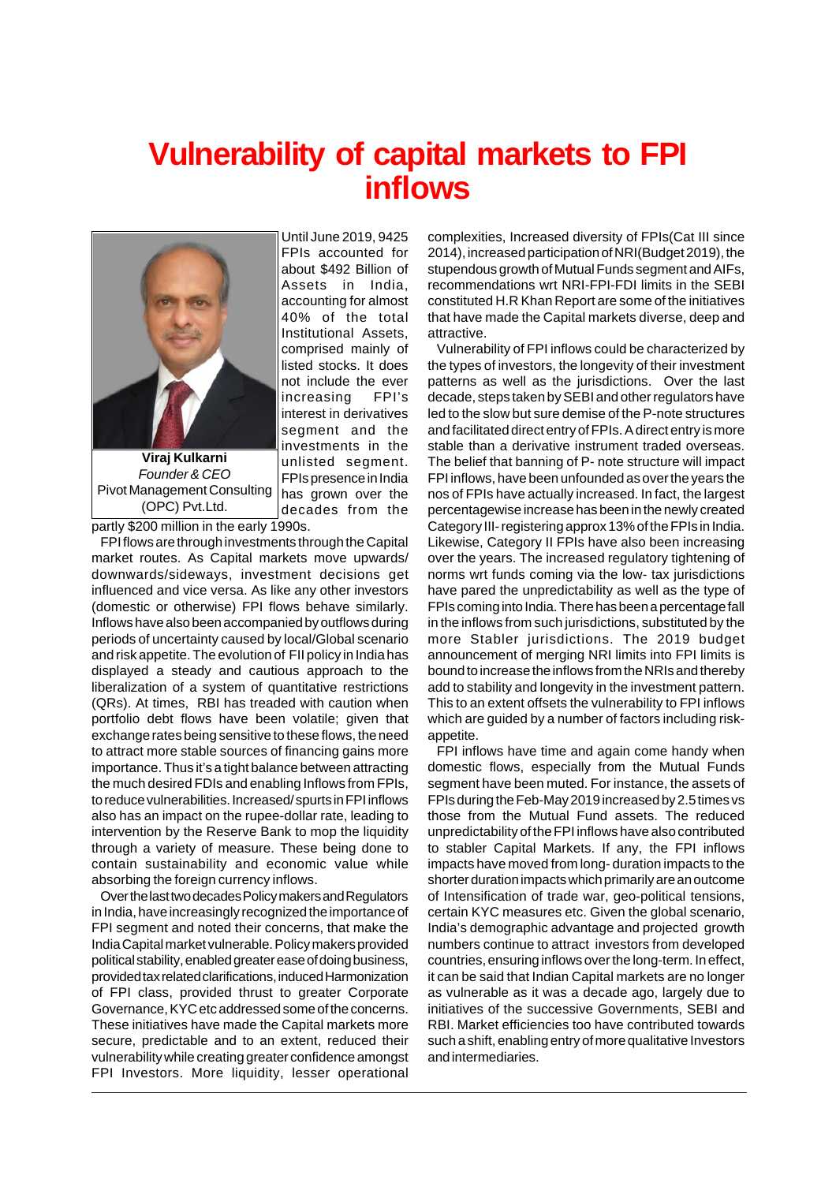# Vulnerability of capital markets to FPI inflows

**Viraj Kulkarni**
*Founder & CEO*
Pivot Management Consulting (OPC) Pvt.Ltd.

Until June 2019, 9425 FPIs accounted for about $492 Billion of Assets in India, accounting for almost 40% of the total Institutional Assets, comprised mainly of listed stocks. It does not include the ever increasing FPI's interest in derivatives segment and the investments in the unlisted segment. FPIs presence in India has grown over the decades from the partly $200 million in the early 1990s.

FPI flows are through investments through the Capital market routes. As Capital markets move upwards/ downwards/sideways, investment decisions get influenced and vice versa. As like any other investors (domestic or otherwise) FPI flows behave similarly. Inflows have also been accompanied by outflows during periods of uncertainty caused by local/Global scenario and risk appetite. The evolution of FII policy in India has displayed a steady and cautious approach to the liberalization of a system of quantitative restrictions (QRs). At times, RBI has treaded with caution when portfolio debt flows have been volatile; given that exchange rates being sensitive to these flows, the need to attract more stable sources of financing gains more importance. Thus it's a tight balance between attracting the much desired FDIs and enabling Inflows from FPIs, to reduce vulnerabilities. Increased/ spurts in FPI inflows also has an impact on the rupee-dollar rate, leading to intervention by the Reserve Bank to mop the liquidity through a variety of measure. These being done to contain sustainability and economic value while absorbing the foreign currency inflows.

Over the last two decades Policy makers and Regulators in India, have increasingly recognized the importance of FPI segment and noted their concerns, that make the India Capital market vulnerable. Policy makers provided political stability, enabled greater ease of doing business, provided tax related clarifications, induced Harmonization of FPI class, provided thrust to greater Corporate Governance, KYC etc addressed some of the concerns. These initiatives have made the Capital markets more secure, predictable and to an extent, reduced their vulnerability while creating greater confidence amongst FPI Investors. More liquidity, lesser operational complexities, Increased diversity of FPIs(Cat III since 2014), increased participation of NRI(Budget 2019), the stupendous growth of Mutual Funds segment and AIFs, recommendations wrt NRI-FPI-FDI limits in the SEBI constituted H.R Khan Report are some of the initiatives that have made the Capital markets diverse, deep and attractive.

Vulnerability of FPI inflows could be characterized by the types of investors, the longevity of their investment patterns as well as the jurisdictions. Over the last decade, steps taken by SEBI and other regulators have led to the slow but sure demise of the P-note structures and facilitated direct entry of FPIs. A direct entry is more stable than a derivative instrument traded overseas. The belief that banning of P- note structure will impact FPI inflows, have been unfounded as over the years the nos of FPIs have actually increased. In fact, the largest percentagewise increase has been in the newly created Category III- registering approx 13% of the FPIs in India. Likewise, Category II FPIs have also been increasing over the years. The increased regulatory tightening of norms wrt funds coming via the low- tax jurisdictions have pared the unpredictability as well as the type of FPIs coming into India. There has been a percentage fall in the inflows from such jurisdictions, substituted by the more Stabler jurisdictions. The 2019 budget announcement of merging NRI limits into FPI limits is bound to increase the inflows from the NRIs and thereby add to stability and longevity in the investment pattern. This to an extent offsets the vulnerability to FPI inflows which are guided by a number of factors including risk-appetite.

FPI inflows have time and again come handy when domestic flows, especially from the Mutual Funds segment have been muted. For instance, the assets of FPIs during the Feb-May 2019 increased by 2.5 times vs those from the Mutual Fund assets. The reduced unpredictability of the FPI inflows have also contributed to stabler Capital Markets. If any, the FPI inflows impacts have moved from long- duration impacts to the shorter duration impacts which primarily are an outcome of Intensification of trade war, geo-political tensions, certain KYC measures etc. Given the global scenario, India's demographic advantage and projected growth numbers continue to attract investors from developed countries, ensuring inflows over the long-term. In effect, it can be said that Indian Capital markets are no longer as vulnerable as it was a decade ago, largely due to initiatives of the successive Governments, SEBI and RBI. Market efficiencies too have contributed towards such a shift, enabling entry of more qualitative Investors and intermediaries.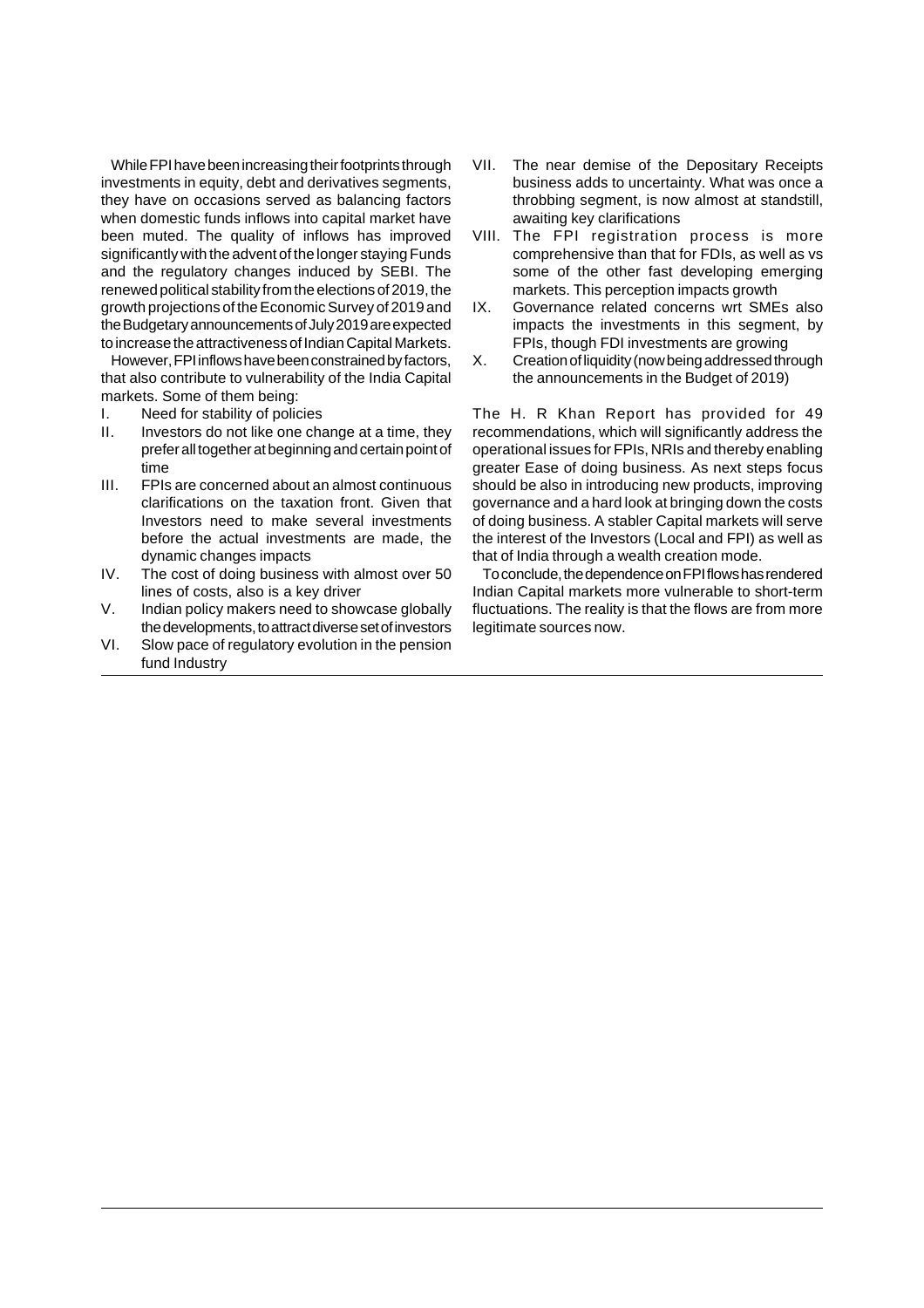While FPI have been increasing their footprints through investments in equity, debt and derivatives segments, they have on occasions served as balancing factors when domestic funds inflows into capital market have been muted. The quality of inflows has improved significantly with the advent of the longer staying Funds and the regulatory changes induced by SEBI. The renewed political stability from the elections of 2019, the growth projections of the Economic Survey of 2019 and the Budgetary announcements of July 2019 are expected to increase the attractiveness of Indian Capital Markets.

However, FPI inflows have been constrained by factors, that also contribute to vulnerability of the India Capital markets. Some of them being:

I. Need for stability of policies
II. Investors do not like one change at a time, they prefer all together at beginning and certain point of time
III. FPIs are concerned about an almost continuous clarifications on the taxation front. Given that Investors need to make several investments before the actual investments are made, the dynamic changes impacts
IV. The cost of doing business with almost over 50 lines of costs, also is a key driver
V. Indian policy makers need to showcase globally the developments, to attract diverse set of investors
VI. Slow pace of regulatory evolution in the pension fund Industry
VII. The near demise of the Depositary Receipts business adds to uncertainty. What was once a throbbing segment, is now almost at standstill, awaiting key clarifications
VIII. The FPI registration process is more comprehensive than that for FDIs, as well as vs some of the other fast developing emerging markets. This perception impacts growth
IX. Governance related concerns wrt SMEs also impacts the investments in this segment, by FPIs, though FDI investments are growing
X. Creation of liquidity (now being addressed through the announcements in the Budget of 2019)

The H. R Khan Report has provided for 49 recommendations, which will significantly address the operational issues for FPIs, NRIs and thereby enabling greater Ease of doing business. As next steps focus should be also in introducing new products, improving governance and a hard look at bringing down the costs of doing business. A stabler Capital markets will serve the interest of the Investors (Local and FPI) as well as that of India through a wealth creation mode.

To conclude, the dependence on FPI flows has rendered Indian Capital markets more vulnerable to short-term fluctuations. The reality is that the flows are from more legitimate sources now.